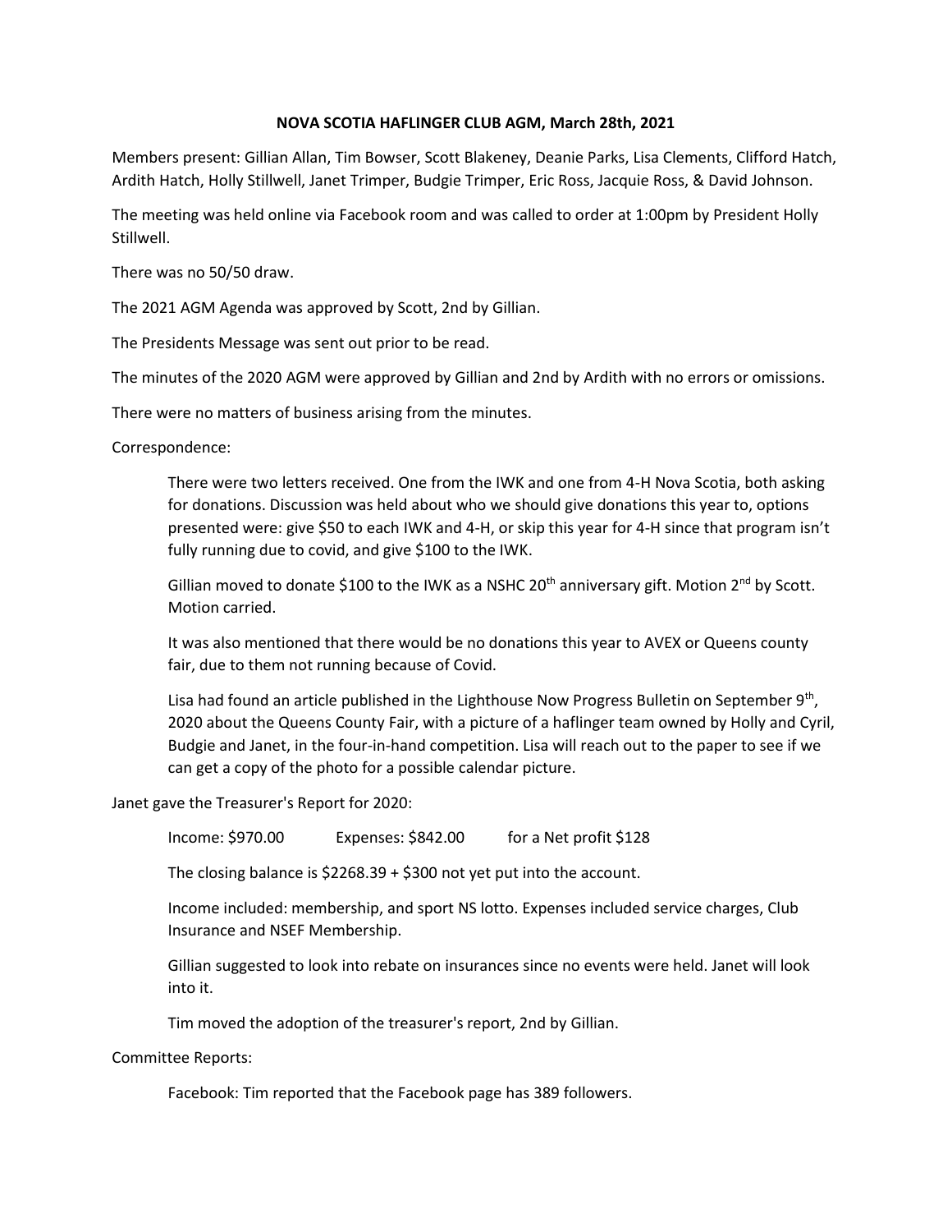# NOVA SCOTIA HAFLINGER CLUB AGM, March 28th, 2021

Members present: Gillian Allan, Tim Bowser, Scott Blakeney, Deanie Parks, Lisa Clements, Clifford Hatch, Ardith Hatch, Holly Stillwell, Janet Trimper, Budgie Trimper, Eric Ross, Jacquie Ross, & David Johnson.

The meeting was held online via Facebook room and was called to order at 1:00pm by President Holly Stillwell.

There was no 50/50 draw.

The 2021 AGM Agenda was approved by Scott, 2nd by Gillian.

The Presidents Message was sent out prior to be read.

The minutes of the 2020 AGM were approved by Gillian and 2nd by Ardith with no errors or omissions.

There were no matters of business arising from the minutes.

Correspondence:

> There were two letters received. One from the IWK and one from 4-H Nova Scotia, both asking for donations. Discussion was held about who we should give donations this year to, options presented were: give $50 to each IWK and 4-H, or skip this year for 4-H since that program isn't fully running due to covid, and give $100 to the IWK.
>
> Gillian moved to donate $100 to the IWK as a NSHC 20th anniversary gift. Motion 2nd by Scott. Motion carried.
>
> It was also mentioned that there would be no donations this year to AVEX or Queens county fair, due to them not running because of Covid.
>
> Lisa had found an article published in the Lighthouse Now Progress Bulletin on September 9th, 2020 about the Queens County Fair, with a picture of a haflinger team owned by Holly and Cyril, Budgie and Janet, in the four-in-hand competition. Lisa will reach out to the paper to see if we can get a copy of the photo for a possible calendar picture.

Janet gave the Treasurer's Report for 2020:

> Income: $970.00 Expenses: $842.00 for a Net profit $128
>
> The closing balance is $2268.39 + $300 not yet put into the account.
>
> Income included: membership, and sport NS lotto. Expenses included service charges, Club Insurance and NSEF Membership.
>
> Gillian suggested to look into rebate on insurances since no events were held. Janet will look into it.
>
> Tim moved the adoption of the treasurer's report, 2nd by Gillian.

Committee Reports:

> Facebook: Tim reported that the Facebook page has 389 followers.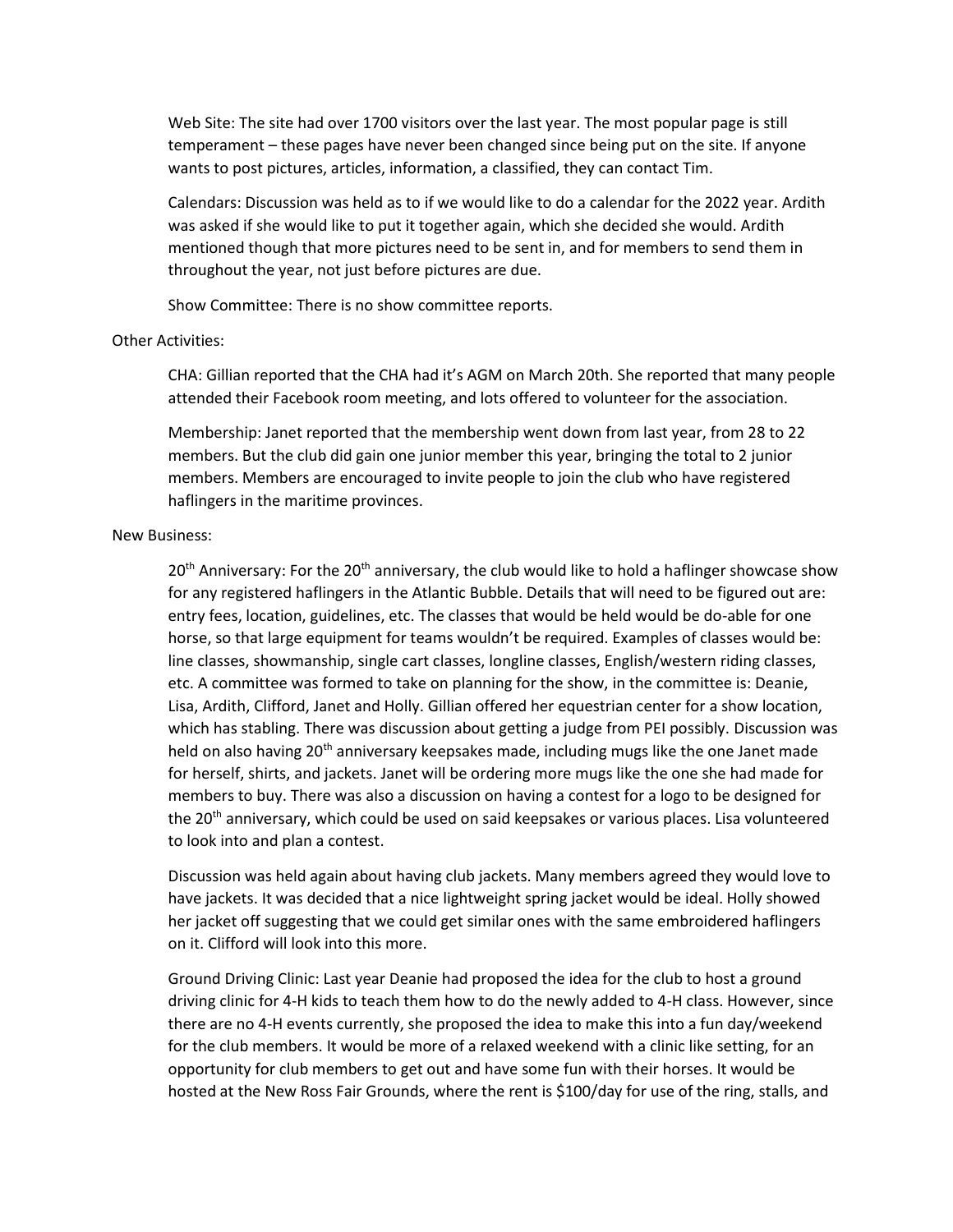Web Site: The site had over 1700 visitors over the last year. The most popular page is still temperament – these pages have never been changed since being put on the site. If anyone wants to post pictures, articles, information, a classified, they can contact Tim.

Calendars: Discussion was held as to if we would like to do a calendar for the 2022 year. Ardith was asked if she would like to put it together again, which she decided she would. Ardith mentioned though that more pictures need to be sent in, and for members to send them in throughout the year, not just before pictures are due.

Show Committee: There is no show committee reports.

Other Activities:

CHA: Gillian reported that the CHA had it's AGM on March 20th. She reported that many people attended their Facebook room meeting, and lots offered to volunteer for the association.

Membership: Janet reported that the membership went down from last year, from 28 to 22 members. But the club did gain one junior member this year, bringing the total to 2 junior members. Members are encouraged to invite people to join the club who have registered haflingers in the maritime provinces.

New Business:

20th Anniversary: For the 20th anniversary, the club would like to hold a haflinger showcase show for any registered haflingers in the Atlantic Bubble. Details that will need to be figured out are: entry fees, location, guidelines, etc. The classes that would be held would be do-able for one horse, so that large equipment for teams wouldn't be required. Examples of classes would be: line classes, showmanship, single cart classes, longline classes, English/western riding classes, etc. A committee was formed to take on planning for the show, in the committee is: Deanie, Lisa, Ardith, Clifford, Janet and Holly. Gillian offered her equestrian center for a show location, which has stabling. There was discussion about getting a judge from PEI possibly. Discussion was held on also having 20th anniversary keepsakes made, including mugs like the one Janet made for herself, shirts, and jackets. Janet will be ordering more mugs like the one she had made for members to buy. There was also a discussion on having a contest for a logo to be designed for the 20th anniversary, which could be used on said keepsakes or various places. Lisa volunteered to look into and plan a contest.

Discussion was held again about having club jackets. Many members agreed they would love to have jackets. It was decided that a nice lightweight spring jacket would be ideal. Holly showed her jacket off suggesting that we could get similar ones with the same embroidered haflingers on it. Clifford will look into this more.

Ground Driving Clinic: Last year Deanie had proposed the idea for the club to host a ground driving clinic for 4-H kids to teach them how to do the newly added to 4-H class. However, since there are no 4-H events currently, she proposed the idea to make this into a fun day/weekend for the club members. It would be more of a relaxed weekend with a clinic like setting, for an opportunity for club members to get out and have some fun with their horses. It would be hosted at the New Ross Fair Grounds, where the rent is $100/day for use of the ring, stalls, and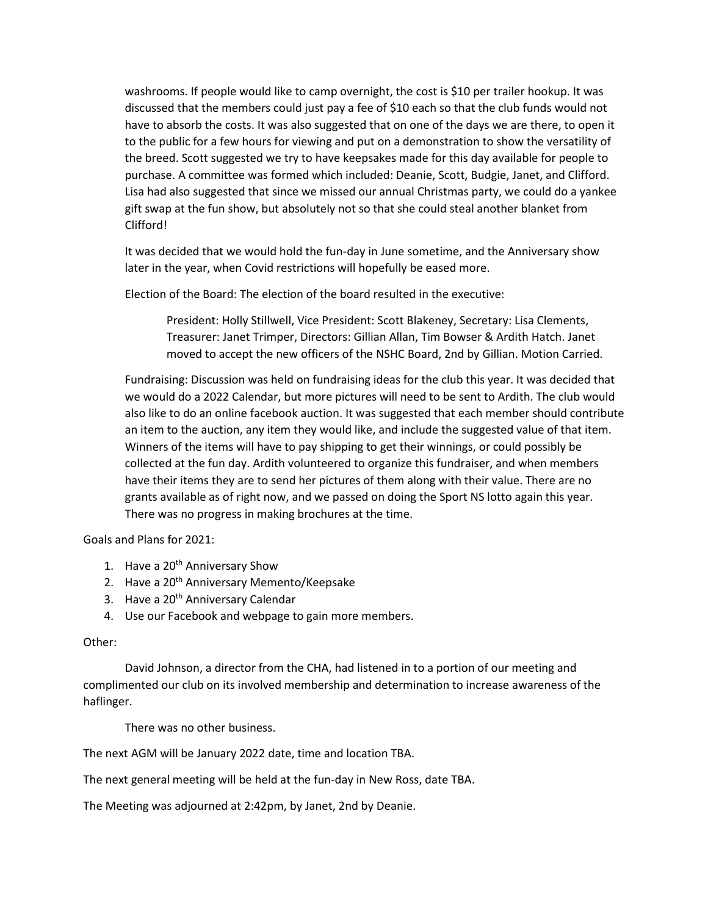washrooms. If people would like to camp overnight, the cost is $10 per trailer hookup. It was discussed that the members could just pay a fee of $10 each so that the club funds would not have to absorb the costs. It was also suggested that on one of the days we are there, to open it to the public for a few hours for viewing and put on a demonstration to show the versatility of the breed. Scott suggested we try to have keepsakes made for this day available for people to purchase. A committee was formed which included: Deanie, Scott, Budgie, Janet, and Clifford. Lisa had also suggested that since we missed our annual Christmas party, we could do a yankee gift swap at the fun show, but absolutely not so that she could steal another blanket from Clifford!

It was decided that we would hold the fun-day in June sometime, and the Anniversary show later in the year, when Covid restrictions will hopefully be eased more.

Election of the Board: The election of the board resulted in the executive:

> President: Holly Stillwell, Vice President: Scott Blakeney, Secretary: Lisa Clements, Treasurer: Janet Trimper, Directors: Gillian Allan, Tim Bowser & Ardith Hatch. Janet moved to accept the new officers of the NSHC Board, 2nd by Gillian. Motion Carried.

Fundraising: Discussion was held on fundraising ideas for the club this year. It was decided that we would do a 2022 Calendar, but more pictures will need to be sent to Ardith. The club would also like to do an online facebook auction. It was suggested that each member should contribute an item to the auction, any item they would like, and include the suggested value of that item. Winners of the items will have to pay shipping to get their winnings, or could possibly be collected at the fun day. Ardith volunteered to organize this fundraiser, and when members have their items they are to send her pictures of them along with their value. There are no grants available as of right now, and we passed on doing the Sport NS lotto again this year. There was no progress in making brochures at the time.

Goals and Plans for 2021:

1. Have a 20th Anniversary Show
2. Have a 20th Anniversary Memento/Keepsake
3. Have a 20th Anniversary Calendar
4. Use our Facebook and webpage to gain more members.

Other:

David Johnson, a director from the CHA, had listened in to a portion of our meeting and complimented our club on its involved membership and determination to increase awareness of the haflinger.

There was no other business.

The next AGM will be January 2022 date, time and location TBA.

The next general meeting will be held at the fun-day in New Ross, date TBA.

The Meeting was adjourned at 2:42pm, by Janet, 2nd by Deanie.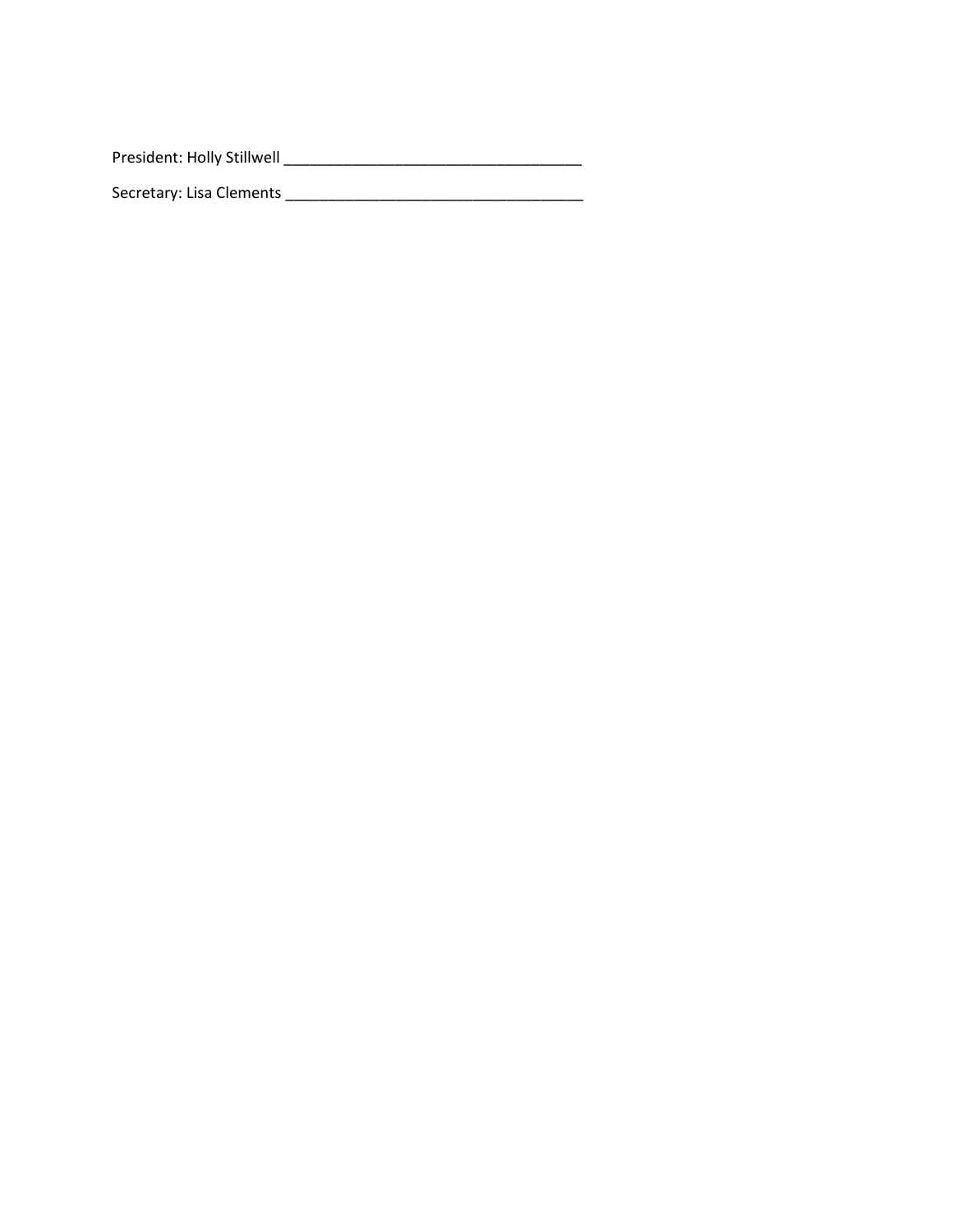President: Holly Stillwell ___________________________________

Secretary: Lisa Clements ___________________________________